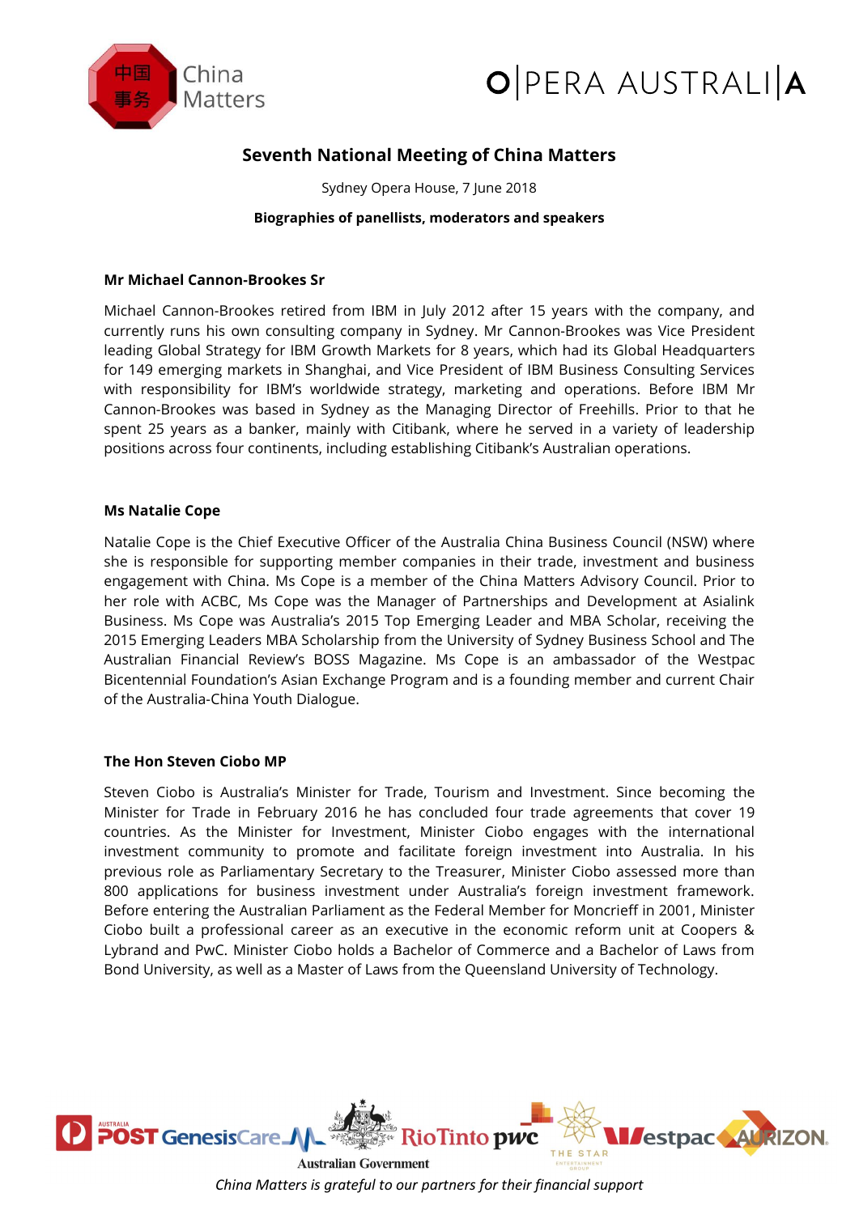# Seventh National Meeting of China Matters

Sydney Opera House, 7 June 2018

**Biographies of panellists, moderators and speakers**

### Mr Michael Cannon-Brookes Sr

Michael Cannon-Brookes retired from IBM in July 2012 after 15 years with the company, and currently runs his own consulting company in Sydney. Mr Cannon-Brookes was Vice President leading Global Strategy for IBM Growth Markets for 8 years, which had its Global Headquarters for 149 emerging markets in Shanghai, and Vice President of IBM Business Consulting Services with responsibility for IBM's worldwide strategy, marketing and operations. Before IBM Mr Cannon-Brookes was based in Sydney as the Managing Director of Freehills. Prior to that he spent 25 years as a banker, mainly with Citibank, where he served in a variety of leadership positions across four continents, including establishing Citibank's Australian operations.

### Ms Natalie Cope

Natalie Cope is the Chief Executive Officer of the Australia China Business Council (NSW) where she is responsible for supporting member companies in their trade, investment and business engagement with China. Ms Cope is a member of the China Matters Advisory Council. Prior to her role with ACBC, Ms Cope was the Manager of Partnerships and Development at Asialink Business. Ms Cope was Australia's 2015 Top Emerging Leader and MBA Scholar, receiving the 2015 Emerging Leaders MBA Scholarship from the University of Sydney Business School and The Australian Financial Review's BOSS Magazine. Ms Cope is an ambassador of the Westpac Bicentennial Foundation's Asian Exchange Program and is a founding member and current Chair of the Australia-China Youth Dialogue.

### The Hon Steven Ciobo MP

Steven Ciobo is Australia's Minister for Trade, Tourism and Investment. Since becoming the Minister for Trade in February 2016 he has concluded four trade agreements that cover 19 countries. As the Minister for Investment, Minister Ciobo engages with the international investment community to promote and facilitate foreign investment into Australia. In his previous role as Parliamentary Secretary to the Treasurer, Minister Ciobo assessed more than 800 applications for business investment under Australia's foreign investment framework. Before entering the Australian Parliament as the Federal Member for Moncrieff in 2001, Minister Ciobo built a professional career as an executive in the economic reform unit at Coopers & Lybrand and PwC. Minister Ciobo holds a Bachelor of Commerce and a Bachelor of Laws from Bond University, as well as a Master of Laws from the Queensland University of Technology.

*China Matters is grateful to our partners for their financial support*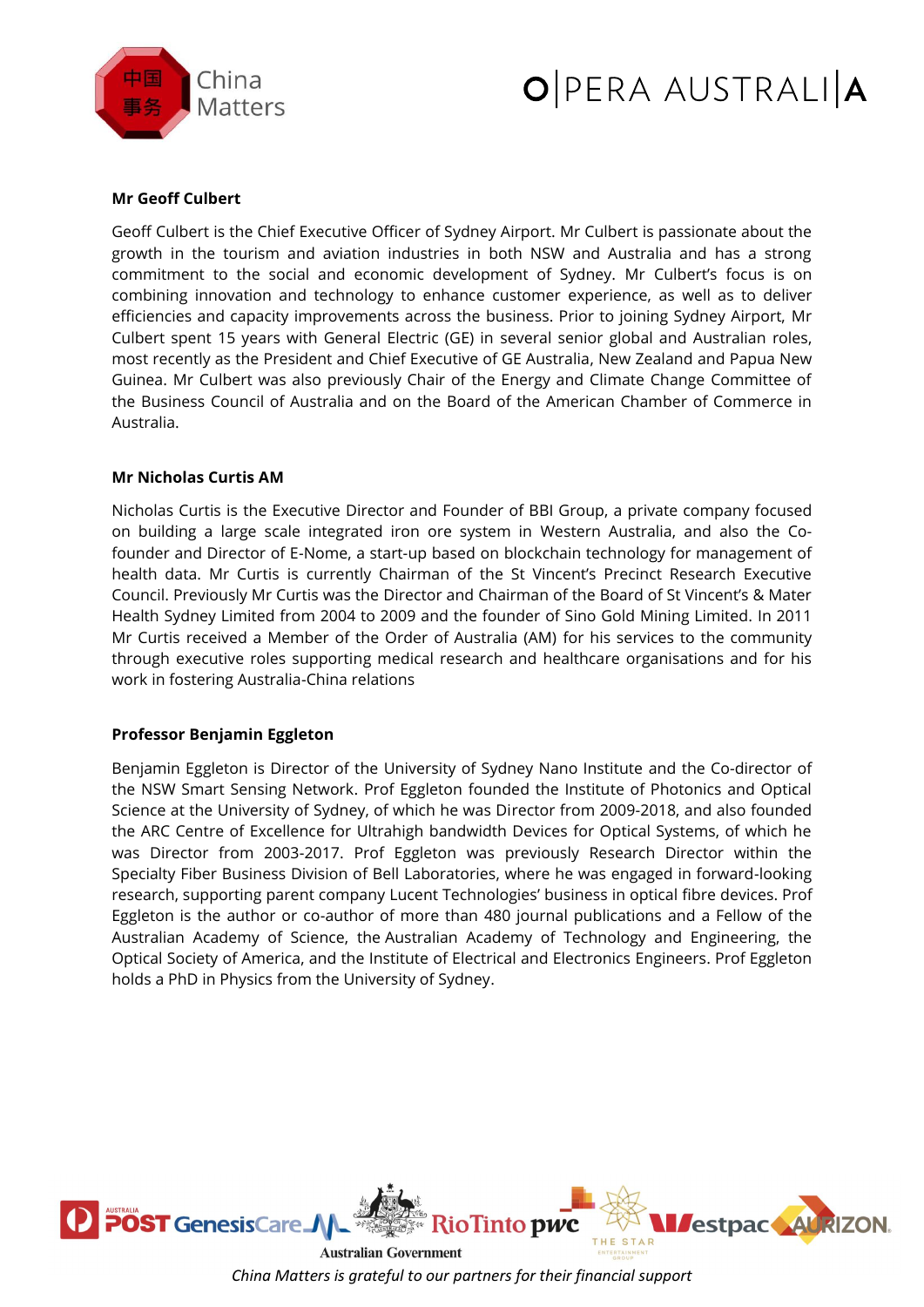**Mr Geoff Culbert**

Geoff Culbert is the Chief Executive Officer of Sydney Airport. Mr Culbert is passionate about the growth in the tourism and aviation industries in both NSW and Australia and has a strong commitment to the social and economic development of Sydney. Mr Culbert's focus is on combining innovation and technology to enhance customer experience, as well as to deliver efficiencies and capacity improvements across the business. Prior to joining Sydney Airport, Mr Culbert spent 15 years with General Electric (GE) in several senior global and Australian roles, most recently as the President and Chief Executive of GE Australia, New Zealand and Papua New Guinea. Mr Culbert was also previously Chair of the Energy and Climate Change Committee of the Business Council of Australia and on the Board of the American Chamber of Commerce in Australia.

**Mr Nicholas Curtis AM**

Nicholas Curtis is the Executive Director and Founder of BBI Group, a private company focused on building a large scale integrated iron ore system in Western Australia, and also the Co-founder and Director of E-Nome, a start-up based on blockchain technology for management of health data. Mr Curtis is currently Chairman of the St Vincent's Precinct Research Executive Council. Previously Mr Curtis was the Director and Chairman of the Board of St Vincent's & Mater Health Sydney Limited from 2004 to 2009 and the founder of Sino Gold Mining Limited. In 2011 Mr Curtis received a Member of the Order of Australia (AM) for his services to the community through executive roles supporting medical research and healthcare organisations and for his work in fostering Australia-China relations

**Professor Benjamin Eggleton**

Benjamin Eggleton is Director of the University of Sydney Nano Institute and the Co-director of the NSW Smart Sensing Network. Prof Eggleton founded the Institute of Photonics and Optical Science at the University of Sydney, of which he was Director from 2009-2018, and also founded the ARC Centre of Excellence for Ultrahigh bandwidth Devices for Optical Systems, of which he was Director from 2003-2017. Prof Eggleton was previously Research Director within the Specialty Fiber Business Division of Bell Laboratories, where he was engaged in forward-looking research, supporting parent company Lucent Technologies' business in optical fibre devices. Prof Eggleton is the author or co-author of more than 480 journal publications and a Fellow of the Australian Academy of Science, the Australian Academy of Technology and Engineering, the Optical Society of America, and the Institute of Electrical and Electronics Engineers. Prof Eggleton holds a PhD in Physics from the University of Sydney.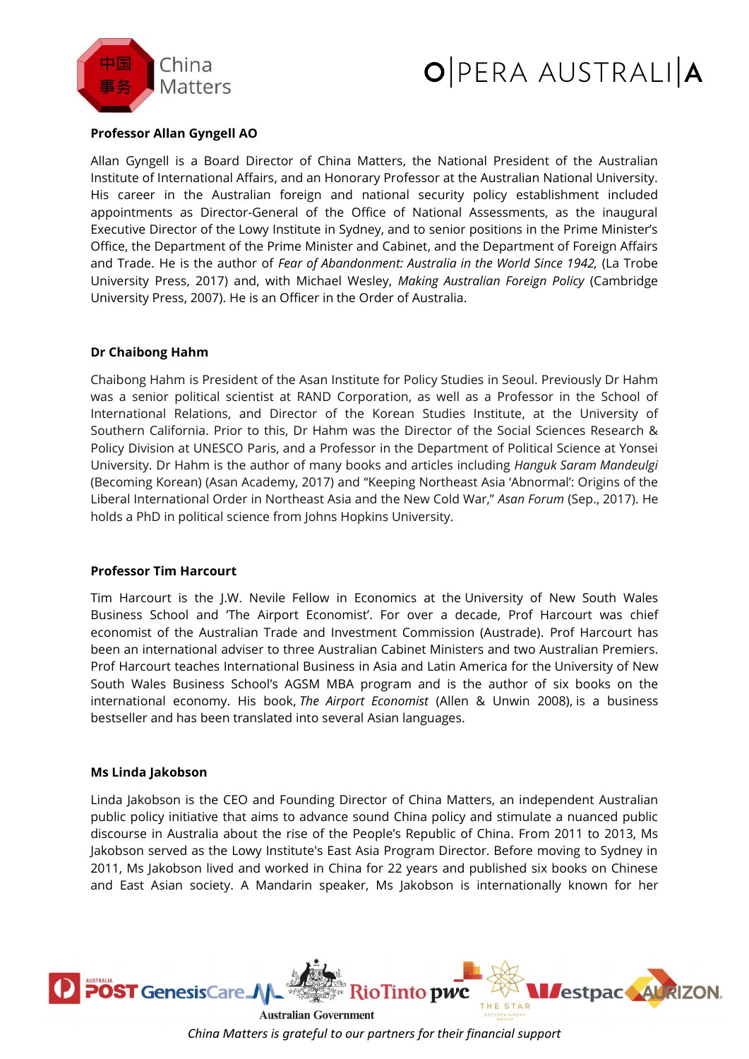**Professor Allan Gyngell AO**

Allan Gyngell is a Board Director of China Matters, the National President of the Australian Institute of International Affairs, and an Honorary Professor at the Australian National University. His career in the Australian foreign and national security policy establishment included appointments as Director-General of the Office of National Assessments, as the inaugural Executive Director of the Lowy Institute in Sydney, and to senior positions in the Prime Minister's Office, the Department of the Prime Minister and Cabinet, and the Department of Foreign Affairs and Trade. He is the author of *Fear of Abandonment: Australia in the World Since 1942,* (La Trobe University Press, 2017) and, with Michael Wesley, *Making Australian Foreign Policy* (Cambridge University Press, 2007). He is an Officer in the Order of Australia.

**Dr Chaibong Hahm**

Chaibong Hahm is President of the Asan Institute for Policy Studies in Seoul. Previously Dr Hahm was a senior political scientist at RAND Corporation, as well as a Professor in the School of International Relations, and Director of the Korean Studies Institute, at the University of Southern California. Prior to this, Dr Hahm was the Director of the Social Sciences Research & Policy Division at UNESCO Paris, and a Professor in the Department of Political Science at Yonsei University. Dr Hahm is the author of many books and articles including *Hanguk Saram Mandeulgi* (Becoming Korean) (Asan Academy, 2017) and "Keeping Northeast Asia 'Abnormal': Origins of the Liberal International Order in Northeast Asia and the New Cold War," *Asan Forum* (Sep., 2017). He holds a PhD in political science from Johns Hopkins University.

**Professor Tim Harcourt**

Tim Harcourt is the J.W. Nevile Fellow in Economics at the University of New South Wales Business School and 'The Airport Economist'. For over a decade, Prof Harcourt was chief economist of the Australian Trade and Investment Commission (Austrade). Prof Harcourt has been an international adviser to three Australian Cabinet Ministers and two Australian Premiers. Prof Harcourt teaches International Business in Asia and Latin America for the University of New South Wales Business School's AGSM MBA program and is the author of six books on the international economy. His book, *The Airport Economist* (Allen & Unwin 2008), is a business bestseller and has been translated into several Asian languages.

**Ms Linda Jakobson**

Linda Jakobson is the CEO and Founding Director of China Matters, an independent Australian public policy initiative that aims to advance sound China policy and stimulate a nuanced public discourse in Australia about the rise of the People's Republic of China. From 2011 to 2013, Ms Jakobson served as the Lowy Institute's East Asia Program Director. Before moving to Sydney in 2011, Ms Jakobson lived and worked in China for 22 years and published six books on Chinese and East Asian society. A Mandarin speaker, Ms Jakobson is internationally known for her

*China Matters is grateful to our partners for their financial support*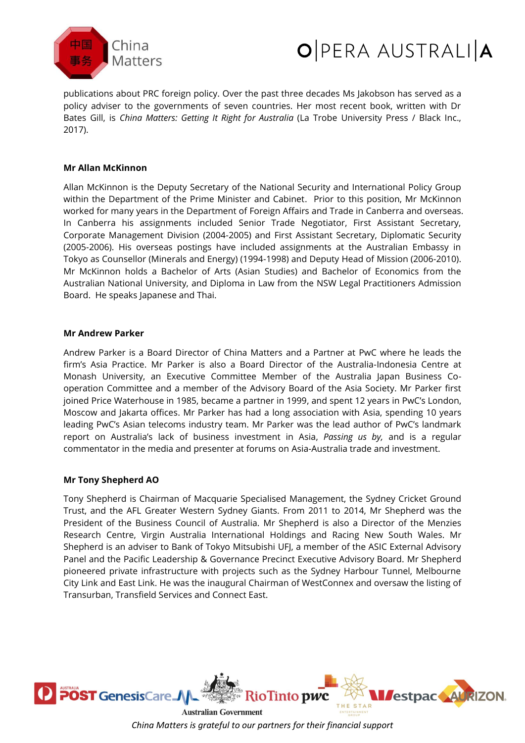publications about PRC foreign policy. Over the past three decades Ms Jakobson has served as a policy adviser to the governments of seven countries. Her most recent book, written with Dr Bates Gill, is *China Matters: Getting It Right for Australia* (La Trobe University Press / Black Inc., 2017).

**Mr Allan McKinnon**

Allan McKinnon is the Deputy Secretary of the National Security and International Policy Group within the Department of the Prime Minister and Cabinet. Prior to this position, Mr McKinnon worked for many years in the Department of Foreign Affairs and Trade in Canberra and overseas. In Canberra his assignments included Senior Trade Negotiator, First Assistant Secretary, Corporate Management Division (2004-2005) and First Assistant Secretary, Diplomatic Security (2005-2006). His overseas postings have included assignments at the Australian Embassy in Tokyo as Counsellor (Minerals and Energy) (1994-1998) and Deputy Head of Mission (2006-2010). Mr McKinnon holds a Bachelor of Arts (Asian Studies) and Bachelor of Economics from the Australian National University, and Diploma in Law from the NSW Legal Practitioners Admission Board. He speaks Japanese and Thai.

**Mr Andrew Parker**

Andrew Parker is a Board Director of China Matters and a Partner at PwC where he leads the firm's Asia Practice. Mr Parker is also a Board Director of the Australia-Indonesia Centre at Monash University, an Executive Committee Member of the Australia Japan Business Co-operation Committee and a member of the Advisory Board of the Asia Society. Mr Parker first joined Price Waterhouse in 1985, became a partner in 1999, and spent 12 years in PwC's London, Moscow and Jakarta offices. Mr Parker has had a long association with Asia, spending 10 years leading PwC's Asian telecoms industry team. Mr Parker was the lead author of PwC's landmark report on Australia's lack of business investment in Asia, *Passing us by,* and is a regular commentator in the media and presenter at forums on Asia-Australia trade and investment.

**Mr Tony Shepherd AO**

Tony Shepherd is Chairman of Macquarie Specialised Management, the Sydney Cricket Ground Trust, and the AFL Greater Western Sydney Giants. From 2011 to 2014, Mr Shepherd was the President of the Business Council of Australia. Mr Shepherd is also a Director of the Menzies Research Centre, Virgin Australia International Holdings and Racing New South Wales. Mr Shepherd is an adviser to Bank of Tokyo Mitsubishi UFJ, a member of the ASIC External Advisory Panel and the Pacific Leadership & Governance Precinct Executive Advisory Board. Mr Shepherd pioneered private infrastructure with projects such as the Sydney Harbour Tunnel, Melbourne City Link and East Link. He was the inaugural Chairman of WestConnex and oversaw the listing of Transurban, Transfield Services and Connect East.

*China Matters is grateful to our partners for their financial support*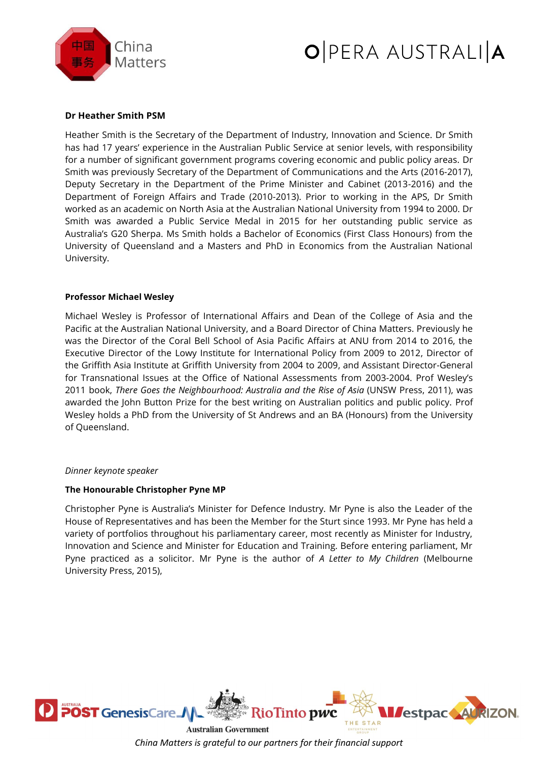**Dr Heather Smith PSM**

Heather Smith is the Secretary of the Department of Industry, Innovation and Science. Dr Smith has had 17 years' experience in the Australian Public Service at senior levels, with responsibility for a number of significant government programs covering economic and public policy areas. Dr Smith was previously Secretary of the Department of Communications and the Arts (2016-2017), Deputy Secretary in the Department of the Prime Minister and Cabinet (2013-2016) and the Department of Foreign Affairs and Trade (2010-2013). Prior to working in the APS, Dr Smith worked as an academic on North Asia at the Australian National University from 1994 to 2000. Dr Smith was awarded a Public Service Medal in 2015 for her outstanding public service as Australia's G20 Sherpa. Ms Smith holds a Bachelor of Economics (First Class Honours) from the University of Queensland and a Masters and PhD in Economics from the Australian National University.

**Professor Michael Wesley**

Michael Wesley is Professor of International Affairs and Dean of the College of Asia and the Pacific at the Australian National University, and a Board Director of China Matters. Previously he was the Director of the Coral Bell School of Asia Pacific Affairs at ANU from 2014 to 2016, the Executive Director of the Lowy Institute for International Policy from 2009 to 2012, Director of the Griffith Asia Institute at Griffith University from 2004 to 2009, and Assistant Director-General for Transnational Issues at the Office of National Assessments from 2003-2004. Prof Wesley's 2011 book, *There Goes the Neighbourhood: Australia and the Rise of Asia* (UNSW Press, 2011), was awarded the John Button Prize for the best writing on Australian politics and public policy. Prof Wesley holds a PhD from the University of St Andrews and an BA (Honours) from the University of Queensland.

*Dinner keynote speaker*

**The Honourable Christopher Pyne MP**

Christopher Pyne is Australia's Minister for Defence Industry. Mr Pyne is also the Leader of the House of Representatives and has been the Member for the Sturt since 1993. Mr Pyne has held a variety of portfolios throughout his parliamentary career, most recently as Minister for Industry, Innovation and Science and Minister for Education and Training. Before entering parliament, Mr Pyne practiced as a solicitor. Mr Pyne is the author of *A Letter to My Children* (Melbourne University Press, 2015),

*China Matters is grateful to our partners for their financial support*